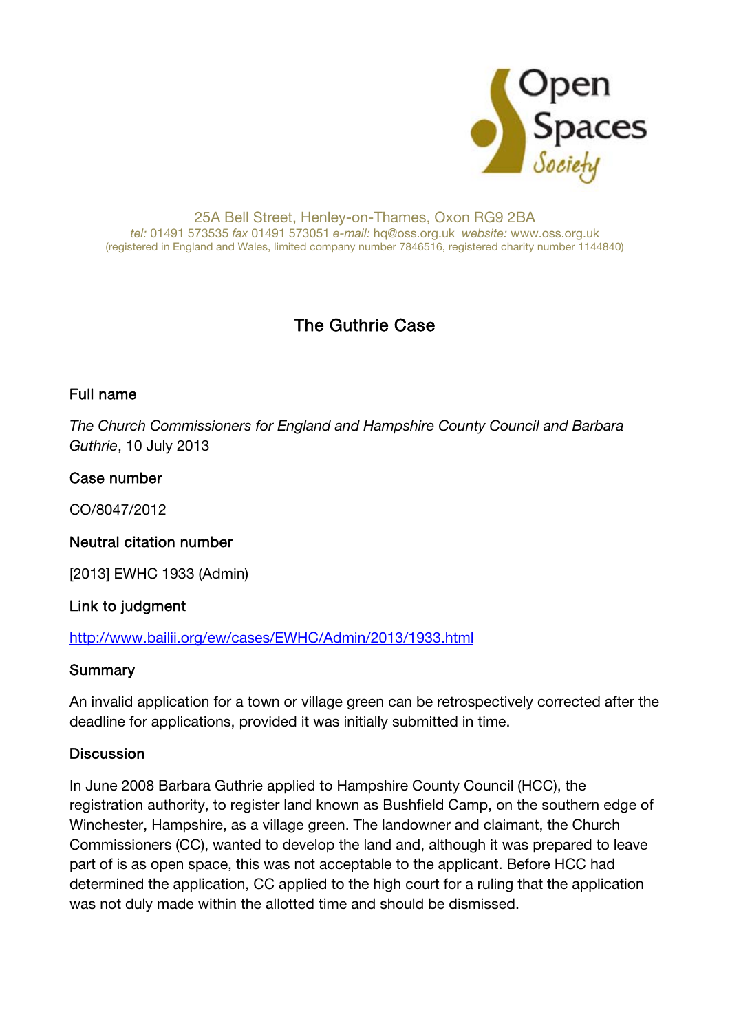Open Spaces Society

25A Bell Street, Henley-on-Thames, Oxon RG9 2BA
*tel:* 01491 573535 *fax* 01491 573051 *e-mail:* hq@oss.org.uk *website:* www.oss.org.uk
(registered in England and Wales, limited company number 7846516, registered charity number 1144840)

# The Guthrie Case

## Full name

*The Church Commissioners for England and Hampshire County Council and Barbara Guthrie*, 10 July 2013

## Case number

CO/8047/2012

## Neutral citation number

[2013] EWHC 1933 (Admin)

## Link to judgment

http://www.bailii.org/ew/cases/EWHC/Admin/2013/1933.html

## Summary

An invalid application for a town or village green can be retrospectively corrected after the deadline for applications, provided it was initially submitted in time.

## Discussion

In June 2008 Barbara Guthrie applied to Hampshire County Council (HCC), the registration authority, to register land known as Bushfield Camp, on the southern edge of Winchester, Hampshire, as a village green. The landowner and claimant, the Church Commissioners (CC), wanted to develop the land and, although it was prepared to leave part of is as open space, this was not acceptable to the applicant. Before HCC had determined the application, CC applied to the high court for a ruling that the application was not duly made within the allotted time and should be dismissed.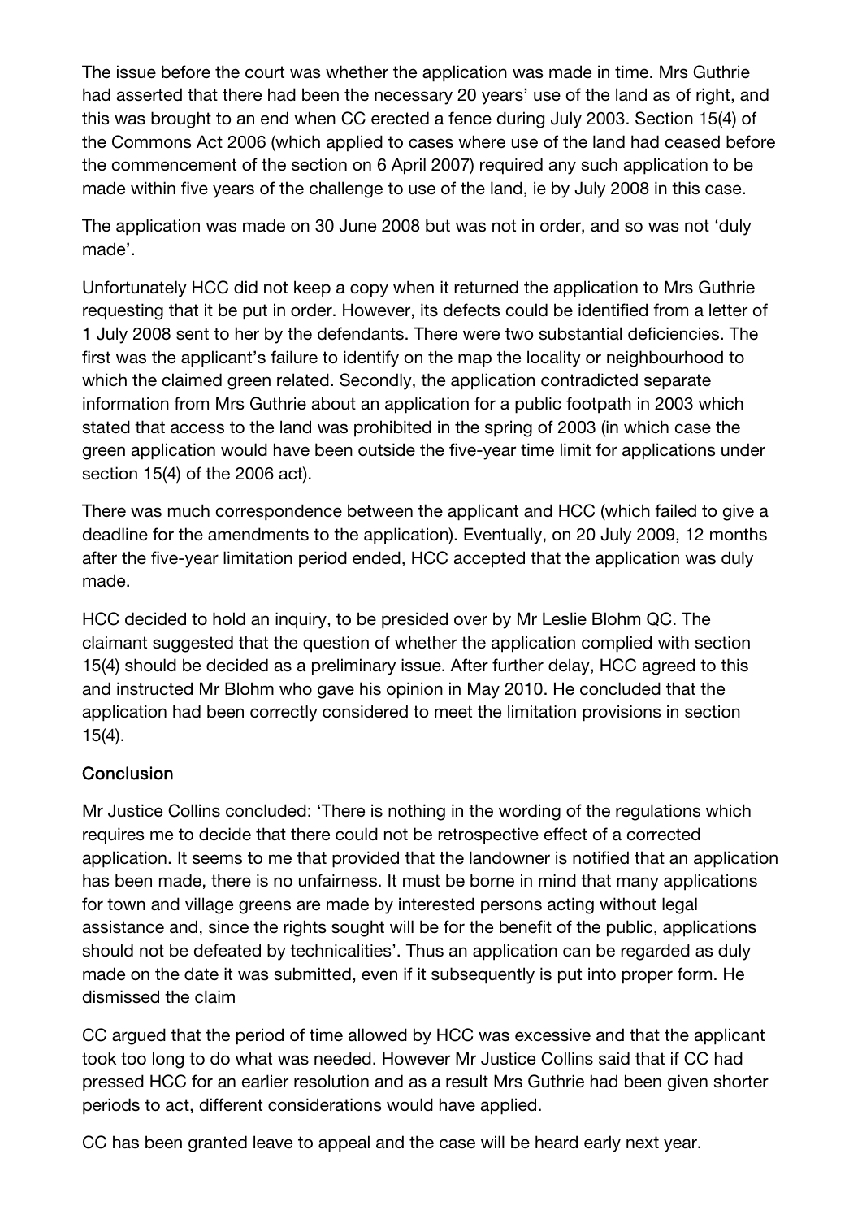The issue before the court was whether the application was made in time. Mrs Guthrie had asserted that there had been the necessary 20 years' use of the land as of right, and this was brought to an end when CC erected a fence during July 2003. Section 15(4) of the Commons Act 2006 (which applied to cases where use of the land had ceased before the commencement of the section on 6 April 2007) required any such application to be made within five years of the challenge to use of the land, ie by July 2008 in this case.

The application was made on 30 June 2008 but was not in order, and so was not 'duly made'.

Unfortunately HCC did not keep a copy when it returned the application to Mrs Guthrie requesting that it be put in order. However, its defects could be identified from a letter of 1 July 2008 sent to her by the defendants. There were two substantial deficiencies. The first was the applicant's failure to identify on the map the locality or neighbourhood to which the claimed green related. Secondly, the application contradicted separate information from Mrs Guthrie about an application for a public footpath in 2003 which stated that access to the land was prohibited in the spring of 2003 (in which case the green application would have been outside the five-year time limit for applications under section 15(4) of the 2006 act).

There was much correspondence between the applicant and HCC (which failed to give a deadline for the amendments to the application). Eventually, on 20 July 2009, 12 months after the five-year limitation period ended, HCC accepted that the application was duly made.

HCC decided to hold an inquiry, to be presided over by Mr Leslie Blohm QC. The claimant suggested that the question of whether the application complied with section 15(4) should be decided as a preliminary issue. After further delay, HCC agreed to this and instructed Mr Blohm who gave his opinion in May 2010. He concluded that the application had been correctly considered to meet the limitation provisions in section 15(4).

## Conclusion

Mr Justice Collins concluded: 'There is nothing in the wording of the regulations which requires me to decide that there could not be retrospective effect of a corrected application. It seems to me that provided that the landowner is notified that an application has been made, there is no unfairness. It must be borne in mind that many applications for town and village greens are made by interested persons acting without legal assistance and, since the rights sought will be for the benefit of the public, applications should not be defeated by technicalities'. Thus an application can be regarded as duly made on the date it was submitted, even if it subsequently is put into proper form. He dismissed the claim

CC argued that the period of time allowed by HCC was excessive and that the applicant took too long to do what was needed. However Mr Justice Collins said that if CC had pressed HCC for an earlier resolution and as a result Mrs Guthrie had been given shorter periods to act, different considerations would have applied.

CC has been granted leave to appeal and the case will be heard early next year.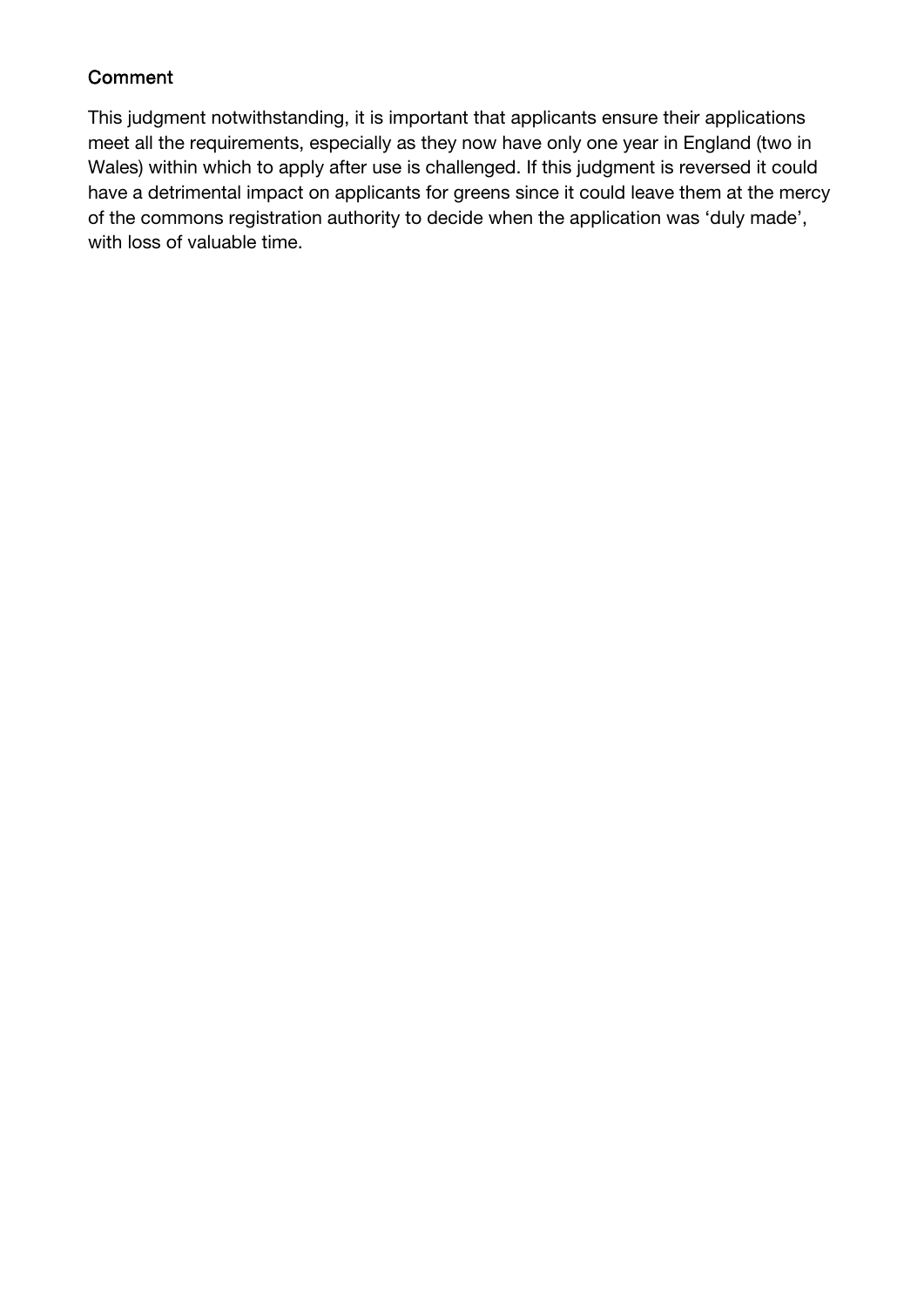## Comment

This judgment notwithstanding, it is important that applicants ensure their applications meet all the requirements, especially as they now have only one year in England (two in Wales) within which to apply after use is challenged. If this judgment is reversed it could have a detrimental impact on applicants for greens since it could leave them at the mercy of the commons registration authority to decide when the application was 'duly made', with loss of valuable time.